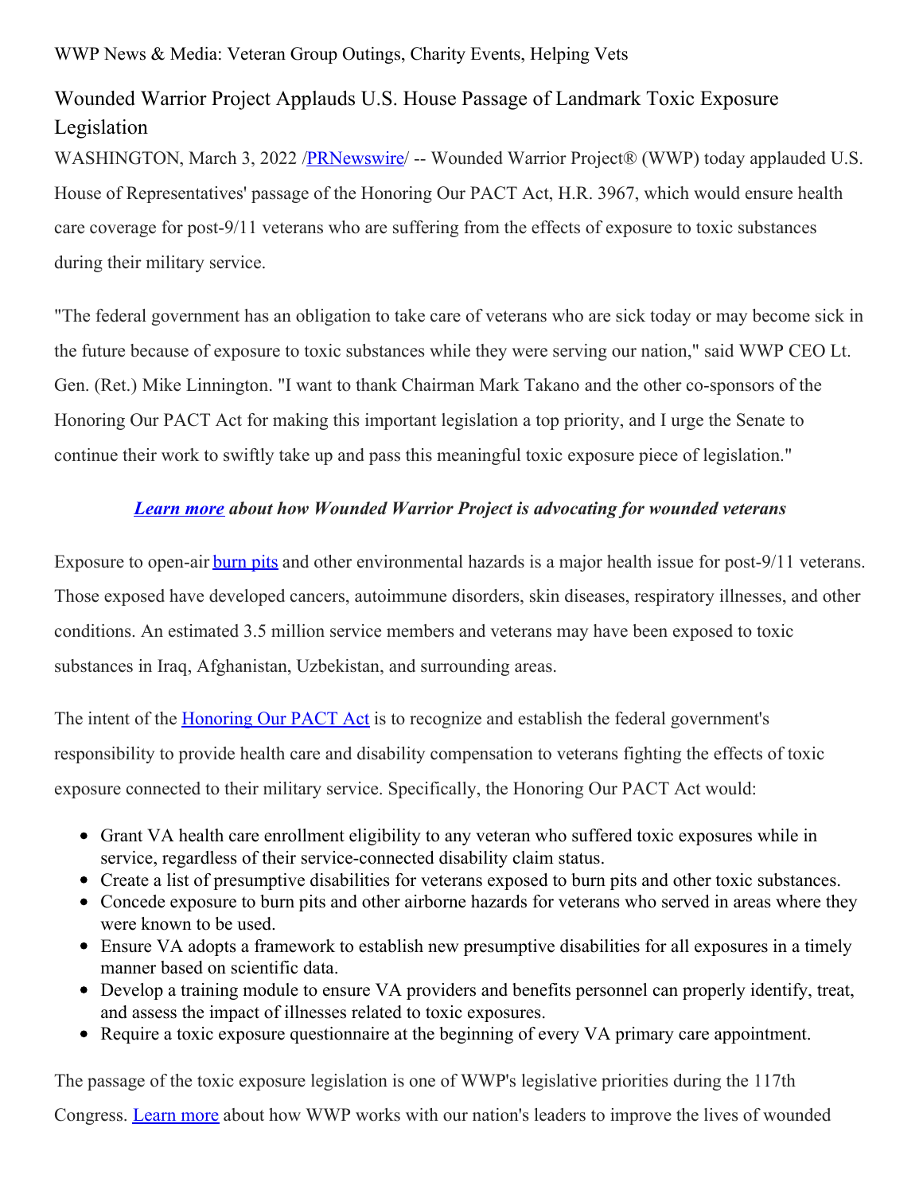WWP News & Media: Veteran Group Outings, Charity Events, Helping Vets

# Wounded Warrior Project Applauds U.S. House Passage of Landmark Toxic Exposure Legislation

WASHINGTON, March 3, 2022 /PRNewswire/ -- Wounded Warrior Project® (WWP) today applauded U.S. House of Representatives' passage of the Honoring Our PACT Act, H.R. 3967, which would ensure health care coverage for post-9/11 veterans who are suffering from the effects of exposure to toxic substances during their military service.

"The federal government has an obligation to take care of veterans who are sick today or may become sick in the future because of exposure to toxic substances while they were serving our nation," said WWP CEO Lt. Gen. (Ret.) Mike Linnington. "I want to thank Chairman Mark Takano and the other co-sponsors of the Honoring Our PACT Act for making this important legislation a top priority, and I urge the Senate to continue their work to swiftly take up and pass this meaningful toxic exposure piece of legislation."

***Learn more about how Wounded Warrior Project is advocating for wounded veterans***

Exposure to open-air burn pits and other environmental hazards is a major health issue for post-9/11 veterans. Those exposed have developed cancers, autoimmune disorders, skin diseases, respiratory illnesses, and other conditions. An estimated 3.5 million service members and veterans may have been exposed to toxic substances in Iraq, Afghanistan, Uzbekistan, and surrounding areas.

The intent of the Honoring Our PACT Act is to recognize and establish the federal government's responsibility to provide health care and disability compensation to veterans fighting the effects of toxic exposure connected to their military service. Specifically, the Honoring Our PACT Act would:

- Grant VA health care enrollment eligibility to any veteran who suffered toxic exposures while in service, regardless of their service-connected disability claim status.
- Create a list of presumptive disabilities for veterans exposed to burn pits and other toxic substances.
- Concede exposure to burn pits and other airborne hazards for veterans who served in areas where they were known to be used.
- Ensure VA adopts a framework to establish new presumptive disabilities for all exposures in a timely manner based on scientific data.
- Develop a training module to ensure VA providers and benefits personnel can properly identify, treat, and assess the impact of illnesses related to toxic exposures.
- Require a toxic exposure questionnaire at the beginning of every VA primary care appointment.

The passage of the toxic exposure legislation is one of WWP's legislative priorities during the 117th Congress. Learn more about how WWP works with our nation's leaders to improve the lives of wounded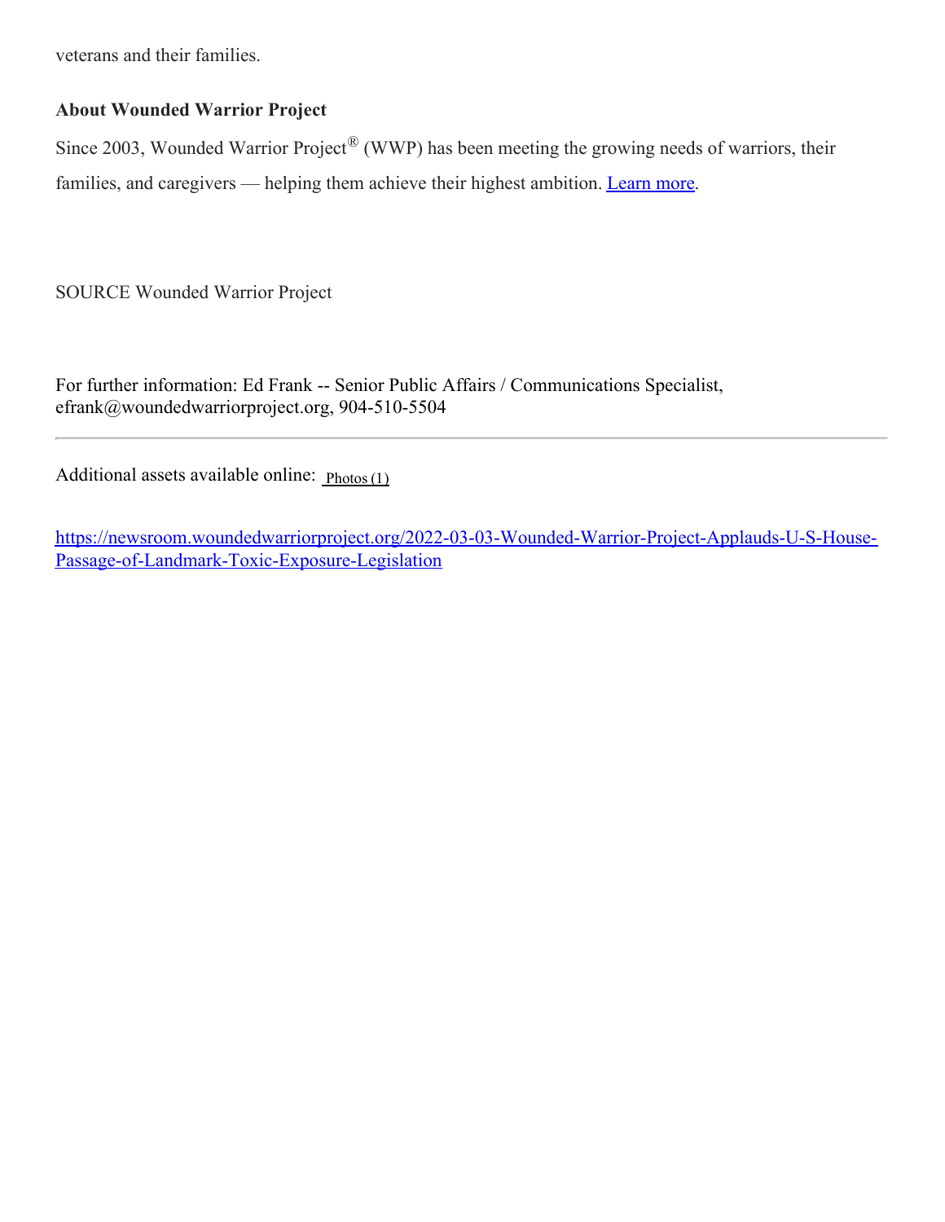veterans and their families.

**About Wounded Warrior Project**

Since 2003, Wounded Warrior Project® (WWP) has been meeting the growing needs of warriors, their families, and caregivers — helping them achieve their highest ambition. [Learn more](#).

SOURCE Wounded Warrior Project

For further information: Ed Frank -- Senior Public Affairs / Communications Specialist, efrank@woundedwarriorproject.org, 904-510-5504

---

Additional assets available online: Photos (1)

https://newsroom.woundedwarriorproject.org/2022-03-03-Wounded-Warrior-Project-Applauds-U-S-House-Passage-of-Landmark-Toxic-Exposure-Legislation